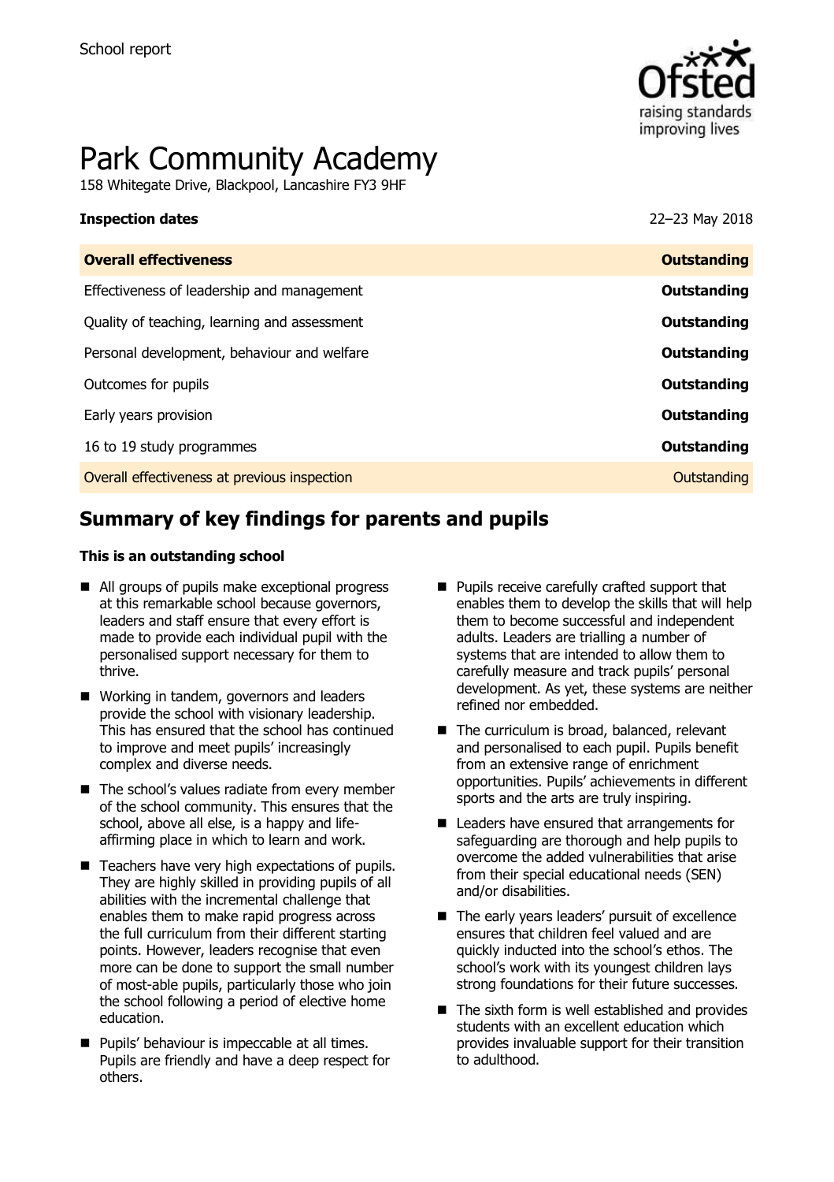School report

# Park Community Academy

158 Whitegate Drive, Blackpool, Lancashire FY3 9HF

| **Inspection dates** | 22–23 May 2018 |
| --- | --- |
| **Overall effectiveness** | **Outstanding** |
| Effectiveness of leadership and management | **Outstanding** |
| Quality of teaching, learning and assessment | **Outstanding** |
| Personal development, behaviour and welfare | **Outstanding** |
| Outcomes for pupils | **Outstanding** |
| Early years provision | **Outstanding** |
| 16 to 19 study programmes | **Outstanding** |
| Overall effectiveness at previous inspection | Outstanding |

## Summary of key findings for parents and pupils

**This is an outstanding school**

- All groups of pupils make exceptional progress at this remarkable school because governors, leaders and staff ensure that every effort is made to provide each individual pupil with the personalised support necessary for them to thrive.
- Working in tandem, governors and leaders provide the school with visionary leadership. This has ensured that the school has continued to improve and meet pupils' increasingly complex and diverse needs.
- The school's values radiate from every member of the school community. This ensures that the school, above all else, is a happy and life-affirming place in which to learn and work.
- Teachers have very high expectations of pupils. They are highly skilled in providing pupils of all abilities with the incremental challenge that enables them to make rapid progress across the full curriculum from their different starting points. However, leaders recognise that even more can be done to support the small number of most-able pupils, particularly those who join the school following a period of elective home education.
- Pupils' behaviour is impeccable at all times. Pupils are friendly and have a deep respect for others.
- Pupils receive carefully crafted support that enables them to develop the skills that will help them to become successful and independent adults. Leaders are trialling a number of systems that are intended to allow them to carefully measure and track pupils' personal development. As yet, these systems are neither refined nor embedded.
- The curriculum is broad, balanced, relevant and personalised to each pupil. Pupils benefit from an extensive range of enrichment opportunities. Pupils' achievements in different sports and the arts are truly inspiring.
- Leaders have ensured that arrangements for safeguarding are thorough and help pupils to overcome the added vulnerabilities that arise from their special educational needs (SEN) and/or disabilities.
- The early years leaders' pursuit of excellence ensures that children feel valued and are quickly inducted into the school's ethos. The school's work with its youngest children lays strong foundations for their future successes.
- The sixth form is well established and provides students with an excellent education which provides invaluable support for their transition to adulthood.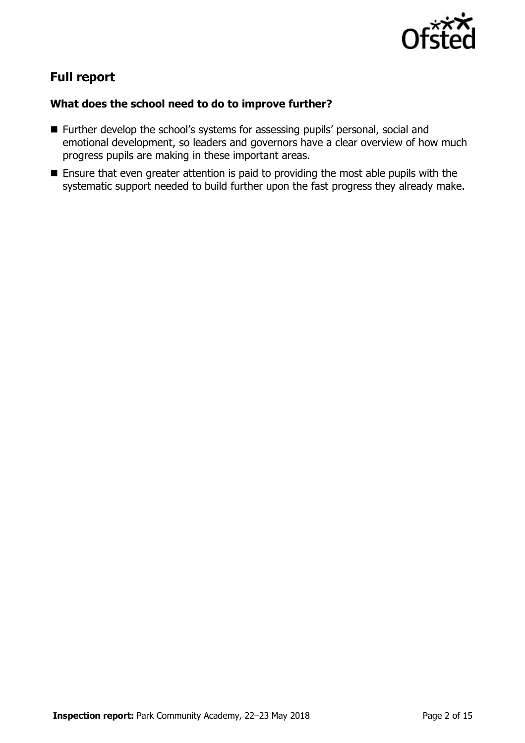## Full report

### What does the school need to do to improve further?

- Further develop the school's systems for assessing pupils' personal, social and emotional development, so leaders and governors have a clear overview of how much progress pupils are making in these important areas.
- Ensure that even greater attention is paid to providing the most able pupils with the systematic support needed to build further upon the fast progress they already make.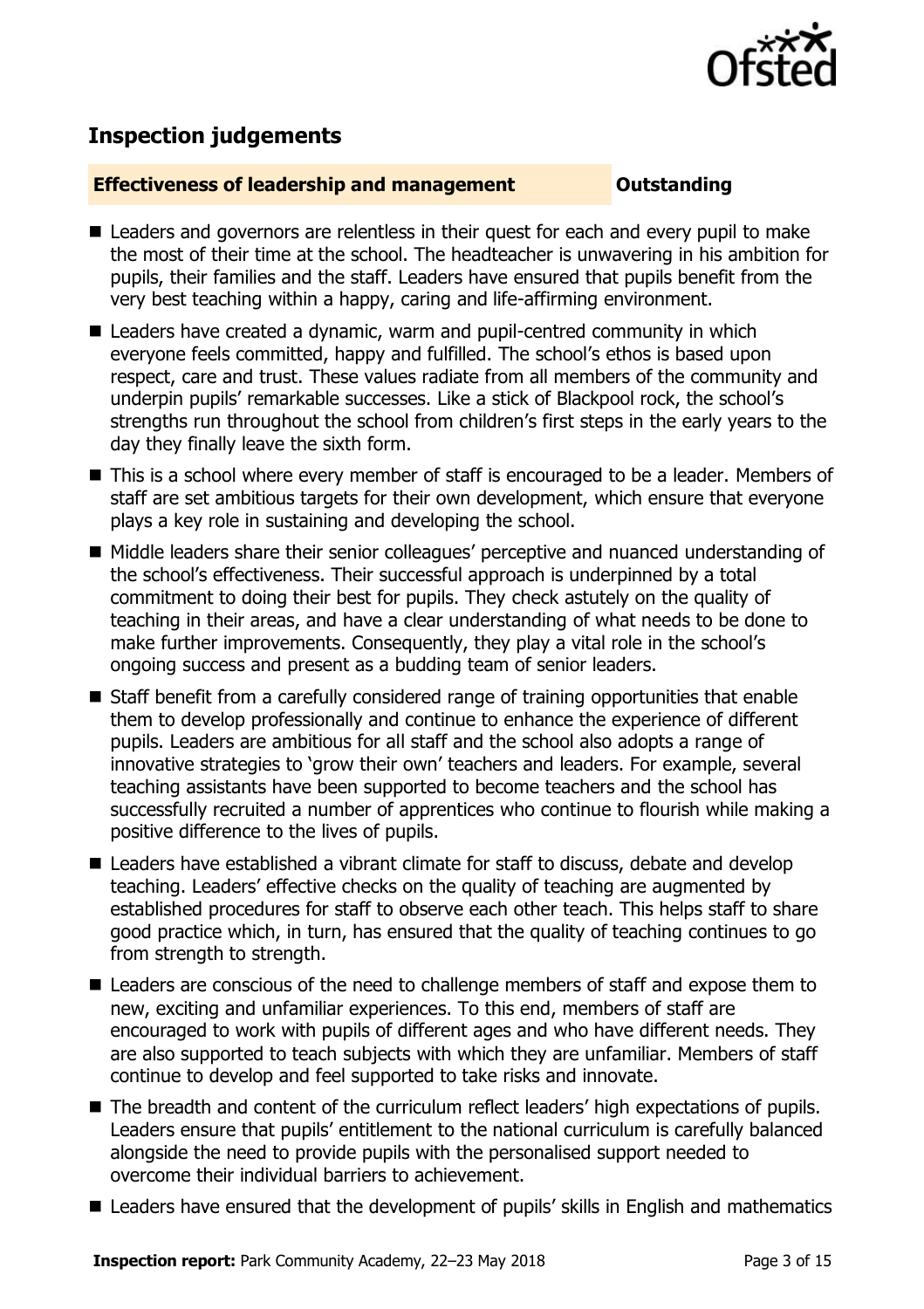## Inspection judgements

| **Effectiveness of leadership and management** | **Outstanding** |
|---|---|

- Leaders and governors are relentless in their quest for each and every pupil to make the most of their time at the school. The headteacher is unwavering in his ambition for pupils, their families and the staff. Leaders have ensured that pupils benefit from the very best teaching within a happy, caring and life-affirming environment.
- Leaders have created a dynamic, warm and pupil-centred community in which everyone feels committed, happy and fulfilled. The school's ethos is based upon respect, care and trust. These values radiate from all members of the community and underpin pupils' remarkable successes. Like a stick of Blackpool rock, the school's strengths run throughout the school from children's first steps in the early years to the day they finally leave the sixth form.
- This is a school where every member of staff is encouraged to be a leader. Members of staff are set ambitious targets for their own development, which ensure that everyone plays a key role in sustaining and developing the school.
- Middle leaders share their senior colleagues' perceptive and nuanced understanding of the school's effectiveness. Their successful approach is underpinned by a total commitment to doing their best for pupils. They check astutely on the quality of teaching in their areas, and have a clear understanding of what needs to be done to make further improvements. Consequently, they play a vital role in the school's ongoing success and present as a budding team of senior leaders.
- Staff benefit from a carefully considered range of training opportunities that enable them to develop professionally and continue to enhance the experience of different pupils. Leaders are ambitious for all staff and the school also adopts a range of innovative strategies to 'grow their own' teachers and leaders. For example, several teaching assistants have been supported to become teachers and the school has successfully recruited a number of apprentices who continue to flourish while making a positive difference to the lives of pupils.
- Leaders have established a vibrant climate for staff to discuss, debate and develop teaching. Leaders' effective checks on the quality of teaching are augmented by established procedures for staff to observe each other teach. This helps staff to share good practice which, in turn, has ensured that the quality of teaching continues to go from strength to strength.
- Leaders are conscious of the need to challenge members of staff and expose them to new, exciting and unfamiliar experiences. To this end, members of staff are encouraged to work with pupils of different ages and who have different needs. They are also supported to teach subjects with which they are unfamiliar. Members of staff continue to develop and feel supported to take risks and innovate.
- The breadth and content of the curriculum reflect leaders' high expectations of pupils. Leaders ensure that pupils' entitlement to the national curriculum is carefully balanced alongside the need to provide pupils with the personalised support needed to overcome their individual barriers to achievement.
- Leaders have ensured that the development of pupils' skills in English and mathematics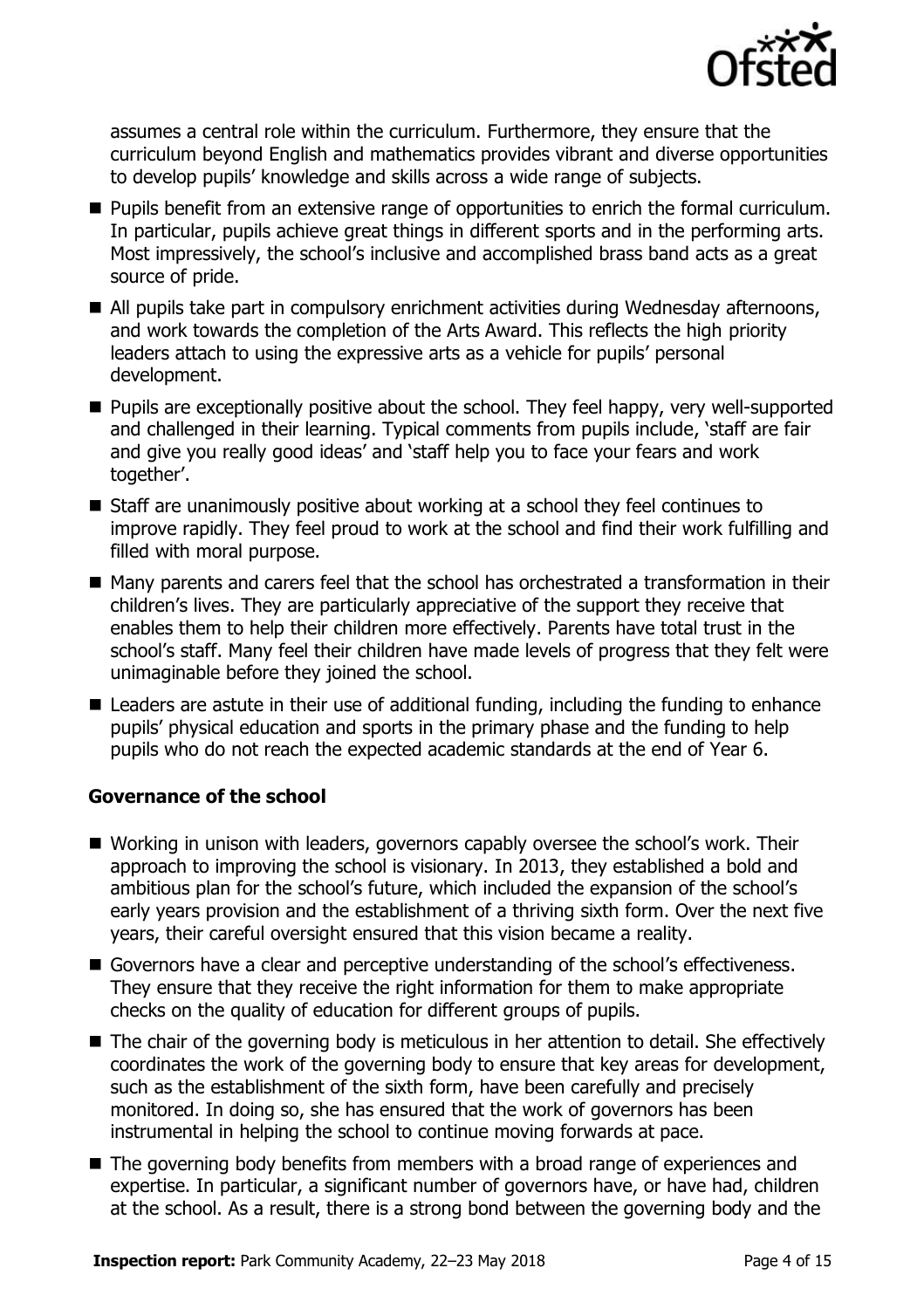assumes a central role within the curriculum. Furthermore, they ensure that the curriculum beyond English and mathematics provides vibrant and diverse opportunities to develop pupils' knowledge and skills across a wide range of subjects.

- Pupils benefit from an extensive range of opportunities to enrich the formal curriculum. In particular, pupils achieve great things in different sports and in the performing arts. Most impressively, the school's inclusive and accomplished brass band acts as a great source of pride.
- All pupils take part in compulsory enrichment activities during Wednesday afternoons, and work towards the completion of the Arts Award. This reflects the high priority leaders attach to using the expressive arts as a vehicle for pupils' personal development.
- Pupils are exceptionally positive about the school. They feel happy, very well-supported and challenged in their learning. Typical comments from pupils include, 'staff are fair and give you really good ideas' and 'staff help you to face your fears and work together'.
- Staff are unanimously positive about working at a school they feel continues to improve rapidly. They feel proud to work at the school and find their work fulfilling and filled with moral purpose.
- Many parents and carers feel that the school has orchestrated a transformation in their children's lives. They are particularly appreciative of the support they receive that enables them to help their children more effectively. Parents have total trust in the school's staff. Many feel their children have made levels of progress that they felt were unimaginable before they joined the school.
- Leaders are astute in their use of additional funding, including the funding to enhance pupils' physical education and sports in the primary phase and the funding to help pupils who do not reach the expected academic standards at the end of Year 6.

### Governance of the school

- Working in unison with leaders, governors capably oversee the school's work. Their approach to improving the school is visionary. In 2013, they established a bold and ambitious plan for the school's future, which included the expansion of the school's early years provision and the establishment of a thriving sixth form. Over the next five years, their careful oversight ensured that this vision became a reality.
- Governors have a clear and perceptive understanding of the school's effectiveness. They ensure that they receive the right information for them to make appropriate checks on the quality of education for different groups of pupils.
- The chair of the governing body is meticulous in her attention to detail. She effectively coordinates the work of the governing body to ensure that key areas for development, such as the establishment of the sixth form, have been carefully and precisely monitored. In doing so, she has ensured that the work of governors has been instrumental in helping the school to continue moving forwards at pace.
- The governing body benefits from members with a broad range of experiences and expertise. In particular, a significant number of governors have, or have had, children at the school. As a result, there is a strong bond between the governing body and the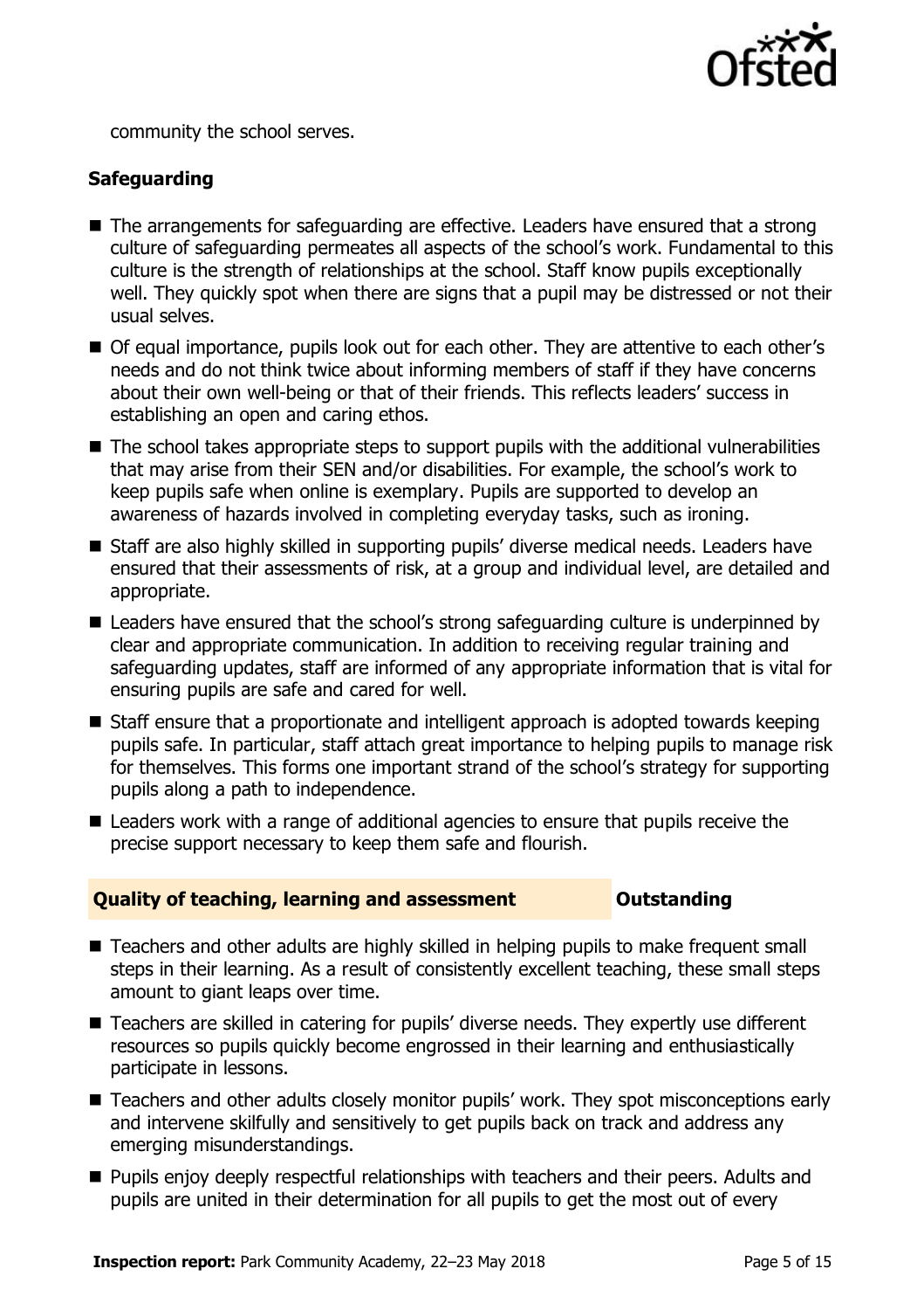community the school serves.

### Safeguarding

- The arrangements for safeguarding are effective. Leaders have ensured that a strong culture of safeguarding permeates all aspects of the school's work. Fundamental to this culture is the strength of relationships at the school. Staff know pupils exceptionally well. They quickly spot when there are signs that a pupil may be distressed or not their usual selves.
- Of equal importance, pupils look out for each other. They are attentive to each other's needs and do not think twice about informing members of staff if they have concerns about their own well-being or that of their friends. This reflects leaders' success in establishing an open and caring ethos.
- The school takes appropriate steps to support pupils with the additional vulnerabilities that may arise from their SEN and/or disabilities. For example, the school's work to keep pupils safe when online is exemplary. Pupils are supported to develop an awareness of hazards involved in completing everyday tasks, such as ironing.
- Staff are also highly skilled in supporting pupils' diverse medical needs. Leaders have ensured that their assessments of risk, at a group and individual level, are detailed and appropriate.
- Leaders have ensured that the school's strong safeguarding culture is underpinned by clear and appropriate communication. In addition to receiving regular training and safeguarding updates, staff are informed of any appropriate information that is vital for ensuring pupils are safe and cared for well.
- Staff ensure that a proportionate and intelligent approach is adopted towards keeping pupils safe. In particular, staff attach great importance to helping pupils to manage risk for themselves. This forms one important strand of the school's strategy for supporting pupils along a path to independence.
- Leaders work with a range of additional agencies to ensure that pupils receive the precise support necessary to keep them safe and flourish.

### Quality of teaching, learning and assessment — Outstanding

- Teachers and other adults are highly skilled in helping pupils to make frequent small steps in their learning. As a result of consistently excellent teaching, these small steps amount to giant leaps over time.
- Teachers are skilled in catering for pupils' diverse needs. They expertly use different resources so pupils quickly become engrossed in their learning and enthusiastically participate in lessons.
- Teachers and other adults closely monitor pupils' work. They spot misconceptions early and intervene skilfully and sensitively to get pupils back on track and address any emerging misunderstandings.
- Pupils enjoy deeply respectful relationships with teachers and their peers. Adults and pupils are united in their determination for all pupils to get the most out of every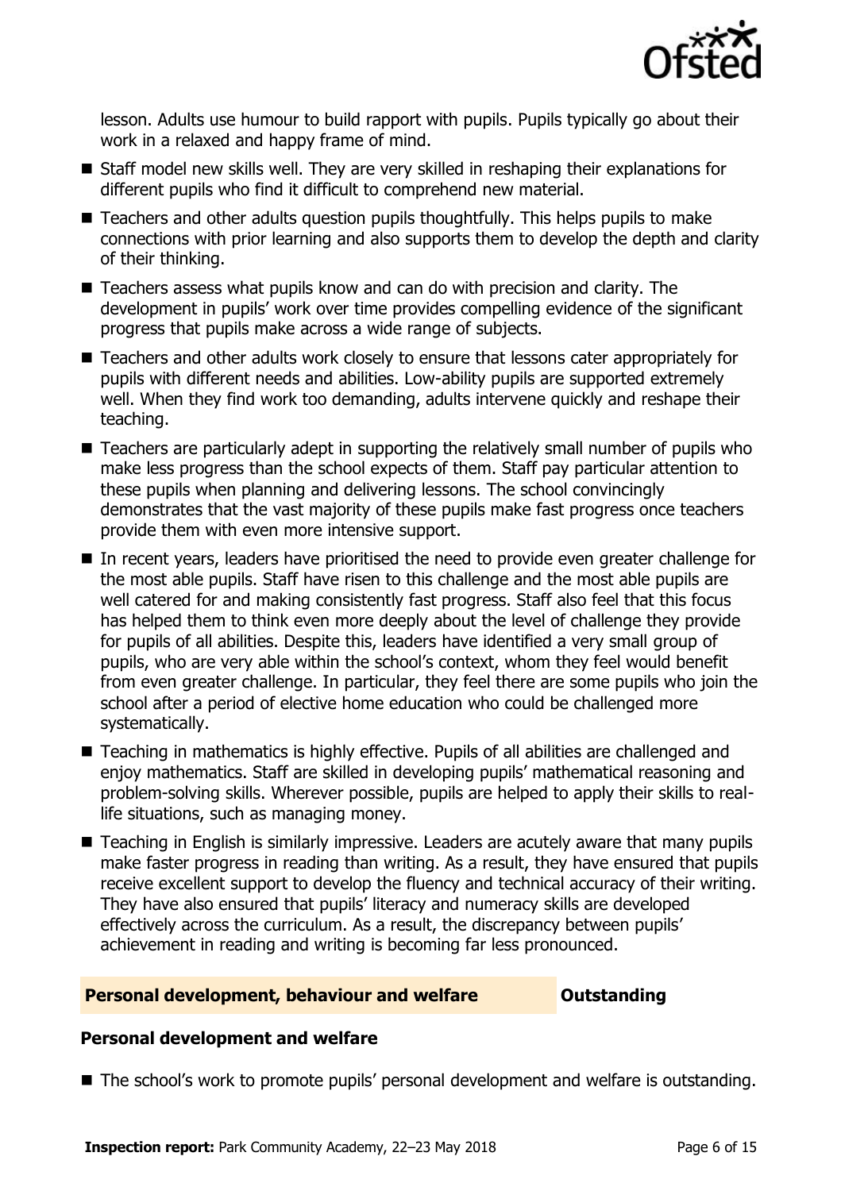lesson. Adults use humour to build rapport with pupils. Pupils typically go about their work in a relaxed and happy frame of mind.

- Staff model new skills well. They are very skilled in reshaping their explanations for different pupils who find it difficult to comprehend new material.
- Teachers and other adults question pupils thoughtfully. This helps pupils to make connections with prior learning and also supports them to develop the depth and clarity of their thinking.
- Teachers assess what pupils know and can do with precision and clarity. The development in pupils' work over time provides compelling evidence of the significant progress that pupils make across a wide range of subjects.
- Teachers and other adults work closely to ensure that lessons cater appropriately for pupils with different needs and abilities. Low-ability pupils are supported extremely well. When they find work too demanding, adults intervene quickly and reshape their teaching.
- Teachers are particularly adept in supporting the relatively small number of pupils who make less progress than the school expects of them. Staff pay particular attention to these pupils when planning and delivering lessons. The school convincingly demonstrates that the vast majority of these pupils make fast progress once teachers provide them with even more intensive support.
- In recent years, leaders have prioritised the need to provide even greater challenge for the most able pupils. Staff have risen to this challenge and the most able pupils are well catered for and making consistently fast progress. Staff also feel that this focus has helped them to think even more deeply about the level of challenge they provide for pupils of all abilities. Despite this, leaders have identified a very small group of pupils, who are very able within the school's context, whom they feel would benefit from even greater challenge. In particular, they feel there are some pupils who join the school after a period of elective home education who could be challenged more systematically.
- Teaching in mathematics is highly effective. Pupils of all abilities are challenged and enjoy mathematics. Staff are skilled in developing pupils' mathematical reasoning and problem-solving skills. Wherever possible, pupils are helped to apply their skills to real-life situations, such as managing money.
- Teaching in English is similarly impressive. Leaders are acutely aware that many pupils make faster progress in reading than writing. As a result, they have ensured that pupils receive excellent support to develop the fluency and technical accuracy of their writing. They have also ensured that pupils' literacy and numeracy skills are developed effectively across the curriculum. As a result, the discrepancy between pupils' achievement in reading and writing is becoming far less pronounced.

## Personal development, behaviour and welfare — Outstanding

### Personal development and welfare

- The school's work to promote pupils' personal development and welfare is outstanding.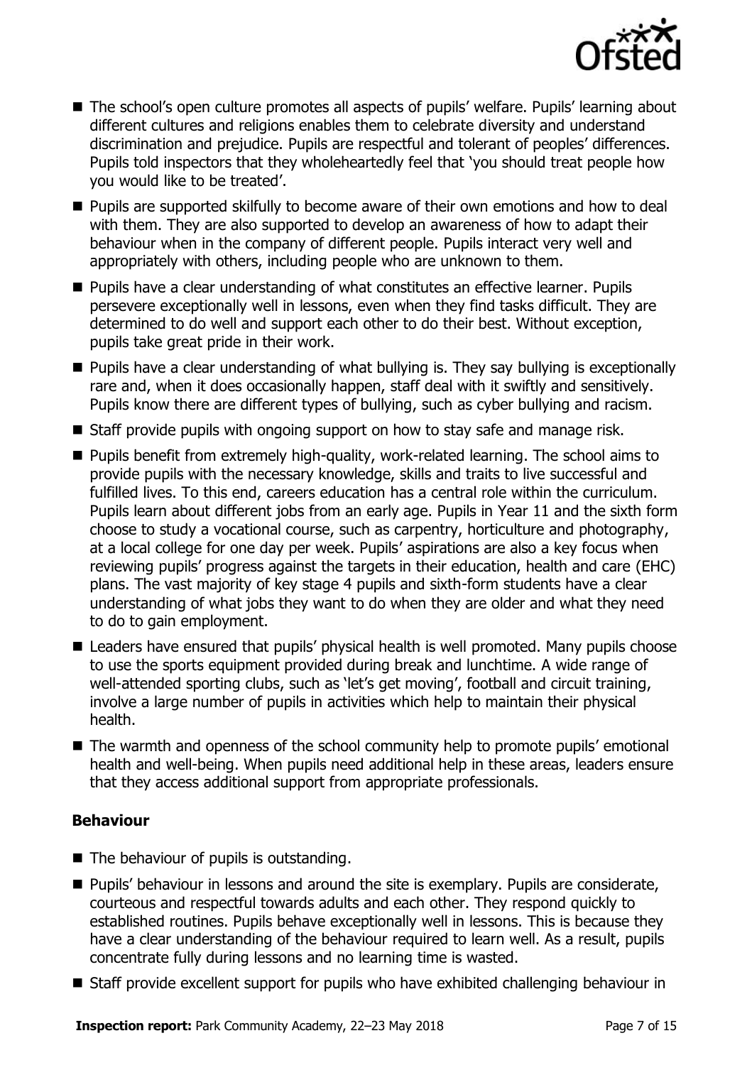- The school's open culture promotes all aspects of pupils' welfare. Pupils' learning about different cultures and religions enables them to celebrate diversity and understand discrimination and prejudice. Pupils are respectful and tolerant of peoples' differences. Pupils told inspectors that they wholeheartedly feel that 'you should treat people how you would like to be treated'.
- Pupils are supported skilfully to become aware of their own emotions and how to deal with them. They are also supported to develop an awareness of how to adapt their behaviour when in the company of different people. Pupils interact very well and appropriately with others, including people who are unknown to them.
- Pupils have a clear understanding of what constitutes an effective learner. Pupils persevere exceptionally well in lessons, even when they find tasks difficult. They are determined to do well and support each other to do their best. Without exception, pupils take great pride in their work.
- Pupils have a clear understanding of what bullying is. They say bullying is exceptionally rare and, when it does occasionally happen, staff deal with it swiftly and sensitively. Pupils know there are different types of bullying, such as cyber bullying and racism.
- Staff provide pupils with ongoing support on how to stay safe and manage risk.
- Pupils benefit from extremely high-quality, work-related learning. The school aims to provide pupils with the necessary knowledge, skills and traits to live successful and fulfilled lives. To this end, careers education has a central role within the curriculum. Pupils learn about different jobs from an early age. Pupils in Year 11 and the sixth form choose to study a vocational course, such as carpentry, horticulture and photography, at a local college for one day per week. Pupils' aspirations are also a key focus when reviewing pupils' progress against the targets in their education, health and care (EHC) plans. The vast majority of key stage 4 pupils and sixth-form students have a clear understanding of what jobs they want to do when they are older and what they need to do to gain employment.
- Leaders have ensured that pupils' physical health is well promoted. Many pupils choose to use the sports equipment provided during break and lunchtime. A wide range of well-attended sporting clubs, such as 'let's get moving', football and circuit training, involve a large number of pupils in activities which help to maintain their physical health.
- The warmth and openness of the school community help to promote pupils' emotional health and well-being. When pupils need additional help in these areas, leaders ensure that they access additional support from appropriate professionals.

### Behaviour

- The behaviour of pupils is outstanding.
- Pupils' behaviour in lessons and around the site is exemplary. Pupils are considerate, courteous and respectful towards adults and each other. They respond quickly to established routines. Pupils behave exceptionally well in lessons. This is because they have a clear understanding of the behaviour required to learn well. As a result, pupils concentrate fully during lessons and no learning time is wasted.
- Staff provide excellent support for pupils who have exhibited challenging behaviour in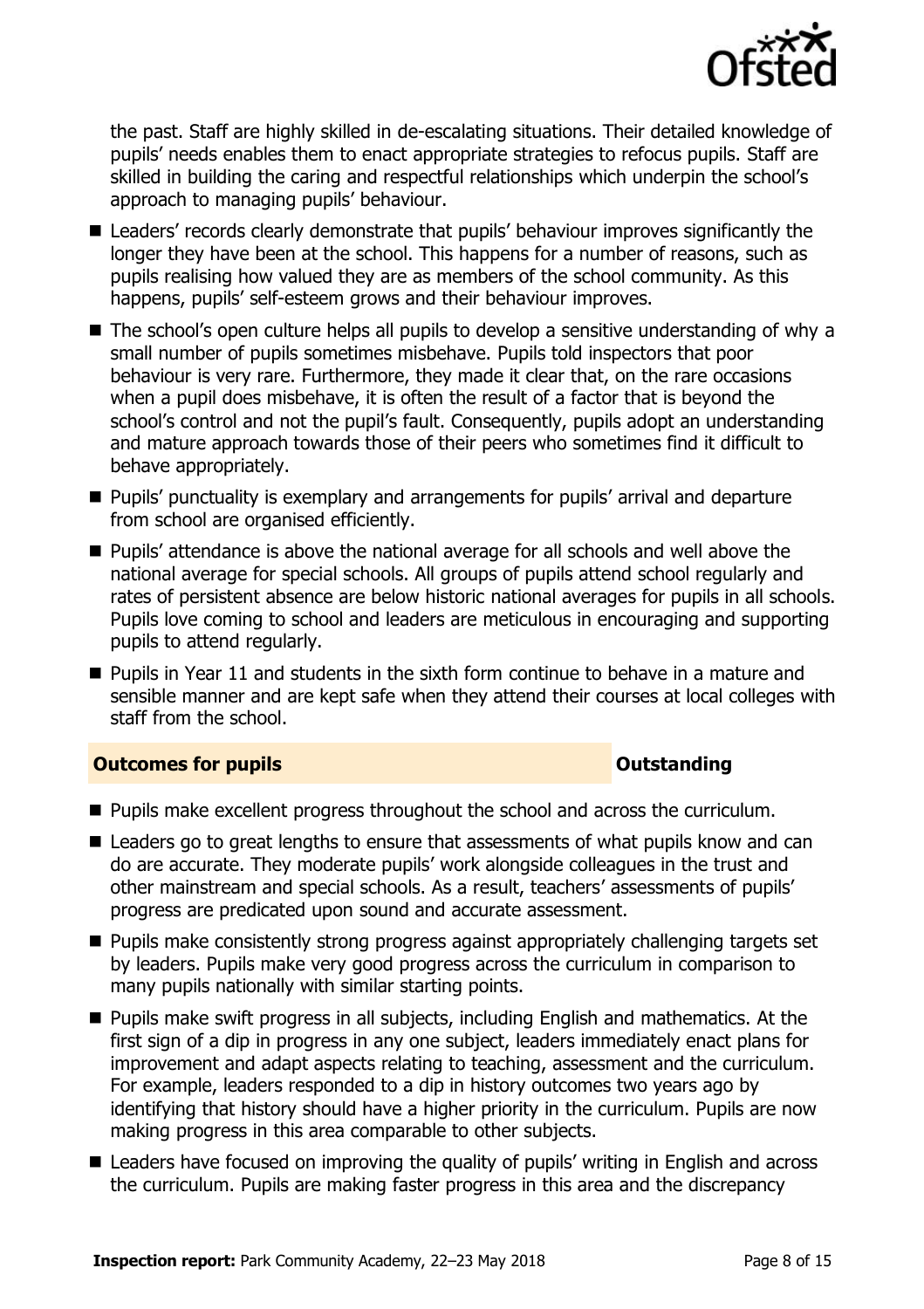the past. Staff are highly skilled in de-escalating situations. Their detailed knowledge of pupils' needs enables them to enact appropriate strategies to refocus pupils. Staff are skilled in building the caring and respectful relationships which underpin the school's approach to managing pupils' behaviour.

- Leaders' records clearly demonstrate that pupils' behaviour improves significantly the longer they have been at the school. This happens for a number of reasons, such as pupils realising how valued they are as members of the school community. As this happens, pupils' self-esteem grows and their behaviour improves.
- The school's open culture helps all pupils to develop a sensitive understanding of why a small number of pupils sometimes misbehave. Pupils told inspectors that poor behaviour is very rare. Furthermore, they made it clear that, on the rare occasions when a pupil does misbehave, it is often the result of a factor that is beyond the school's control and not the pupil's fault. Consequently, pupils adopt an understanding and mature approach towards those of their peers who sometimes find it difficult to behave appropriately.
- Pupils' punctuality is exemplary and arrangements for pupils' arrival and departure from school are organised efficiently.
- Pupils' attendance is above the national average for all schools and well above the national average for special schools. All groups of pupils attend school regularly and rates of persistent absence are below historic national averages for pupils in all schools. Pupils love coming to school and leaders are meticulous in encouraging and supporting pupils to attend regularly.
- Pupils in Year 11 and students in the sixth form continue to behave in a mature and sensible manner and are kept safe when they attend their courses at local colleges with staff from the school.

## Outcomes for pupils — Outstanding

- Pupils make excellent progress throughout the school and across the curriculum.
- Leaders go to great lengths to ensure that assessments of what pupils know and can do are accurate. They moderate pupils' work alongside colleagues in the trust and other mainstream and special schools. As a result, teachers' assessments of pupils' progress are predicated upon sound and accurate assessment.
- Pupils make consistently strong progress against appropriately challenging targets set by leaders. Pupils make very good progress across the curriculum in comparison to many pupils nationally with similar starting points.
- Pupils make swift progress in all subjects, including English and mathematics. At the first sign of a dip in progress in any one subject, leaders immediately enact plans for improvement and adapt aspects relating to teaching, assessment and the curriculum. For example, leaders responded to a dip in history outcomes two years ago by identifying that history should have a higher priority in the curriculum. Pupils are now making progress in this area comparable to other subjects.
- Leaders have focused on improving the quality of pupils' writing in English and across the curriculum. Pupils are making faster progress in this area and the discrepancy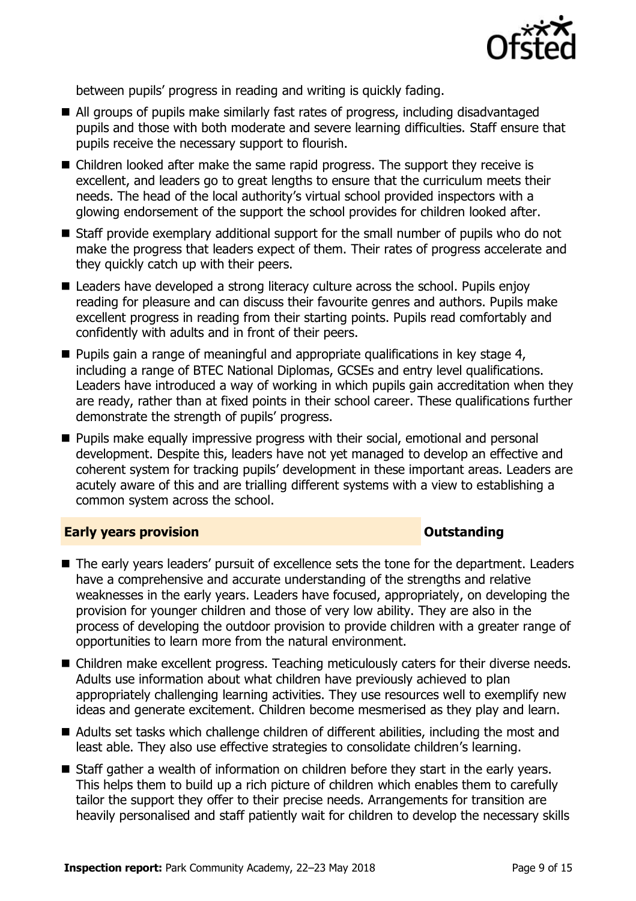between pupils' progress in reading and writing is quickly fading.

- All groups of pupils make similarly fast rates of progress, including disadvantaged pupils and those with both moderate and severe learning difficulties. Staff ensure that pupils receive the necessary support to flourish.
- Children looked after make the same rapid progress. The support they receive is excellent, and leaders go to great lengths to ensure that the curriculum meets their needs. The head of the local authority's virtual school provided inspectors with a glowing endorsement of the support the school provides for children looked after.
- Staff provide exemplary additional support for the small number of pupils who do not make the progress that leaders expect of them. Their rates of progress accelerate and they quickly catch up with their peers.
- Leaders have developed a strong literacy culture across the school. Pupils enjoy reading for pleasure and can discuss their favourite genres and authors. Pupils make excellent progress in reading from their starting points. Pupils read comfortably and confidently with adults and in front of their peers.
- Pupils gain a range of meaningful and appropriate qualifications in key stage 4, including a range of BTEC National Diplomas, GCSEs and entry level qualifications. Leaders have introduced a way of working in which pupils gain accreditation when they are ready, rather than at fixed points in their school career. These qualifications further demonstrate the strength of pupils' progress.
- Pupils make equally impressive progress with their social, emotional and personal development. Despite this, leaders have not yet managed to develop an effective and coherent system for tracking pupils' development in these important areas. Leaders are acutely aware of this and are trialling different systems with a view to establishing a common system across the school.

## Early years provision — Outstanding

- The early years leaders' pursuit of excellence sets the tone for the department. Leaders have a comprehensive and accurate understanding of the strengths and relative weaknesses in the early years. Leaders have focused, appropriately, on developing the provision for younger children and those of very low ability. They are also in the process of developing the outdoor provision to provide children with a greater range of opportunities to learn more from the natural environment.
- Children make excellent progress. Teaching meticulously caters for their diverse needs. Adults use information about what children have previously achieved to plan appropriately challenging learning activities. They use resources well to exemplify new ideas and generate excitement. Children become mesmerised as they play and learn.
- Adults set tasks which challenge children of different abilities, including the most and least able. They also use effective strategies to consolidate children's learning.
- Staff gather a wealth of information on children before they start in the early years. This helps them to build up a rich picture of children which enables them to carefully tailor the support they offer to their precise needs. Arrangements for transition are heavily personalised and staff patiently wait for children to develop the necessary skills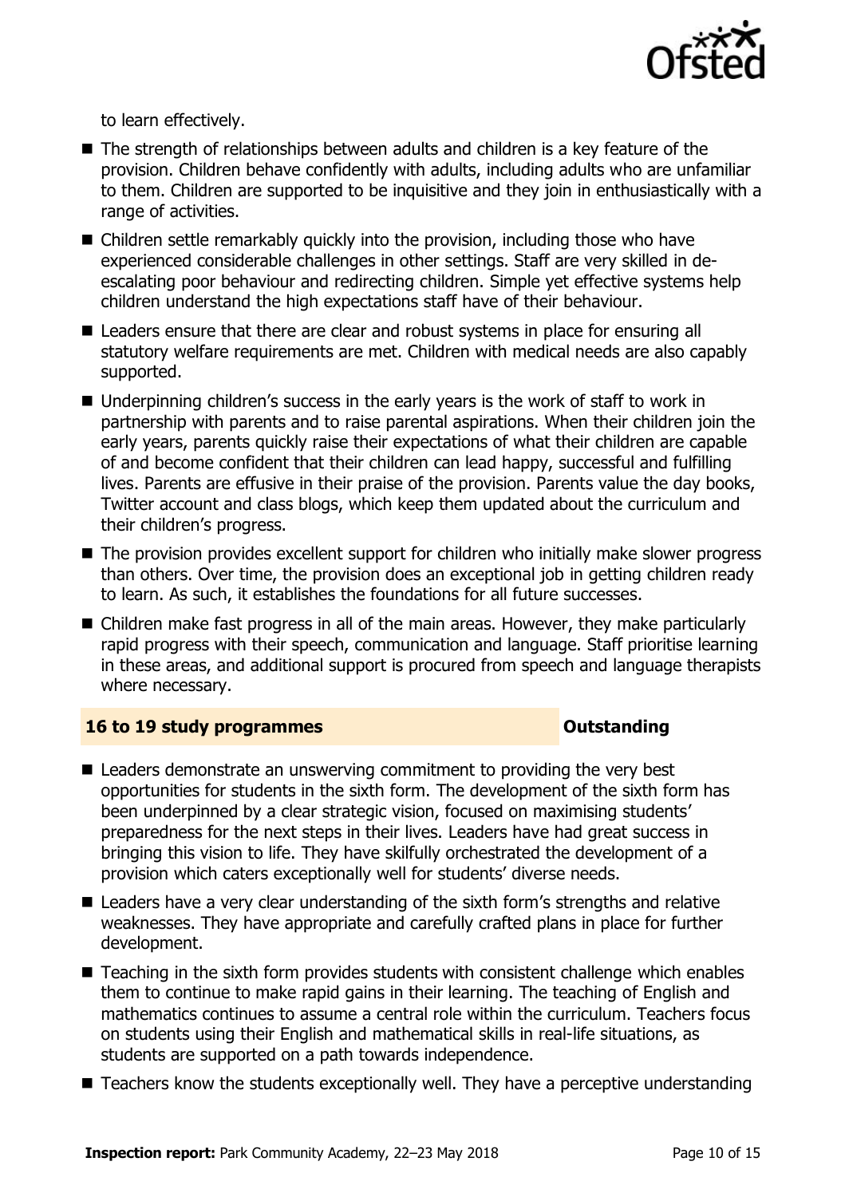to learn effectively.

- The strength of relationships between adults and children is a key feature of the provision. Children behave confidently with adults, including adults who are unfamiliar to them. Children are supported to be inquisitive and they join in enthusiastically with a range of activities.
- Children settle remarkably quickly into the provision, including those who have experienced considerable challenges in other settings. Staff are very skilled in de-escalating poor behaviour and redirecting children. Simple yet effective systems help children understand the high expectations staff have of their behaviour.
- Leaders ensure that there are clear and robust systems in place for ensuring all statutory welfare requirements are met. Children with medical needs are also capably supported.
- Underpinning children's success in the early years is the work of staff to work in partnership with parents and to raise parental aspirations. When their children join the early years, parents quickly raise their expectations of what their children are capable of and become confident that their children can lead happy, successful and fulfilling lives. Parents are effusive in their praise of the provision. Parents value the day books, Twitter account and class blogs, which keep them updated about the curriculum and their children's progress.
- The provision provides excellent support for children who initially make slower progress than others. Over time, the provision does an exceptional job in getting children ready to learn. As such, it establishes the foundations for all future successes.
- Children make fast progress in all of the main areas. However, they make particularly rapid progress with their speech, communication and language. Staff prioritise learning in these areas, and additional support is procured from speech and language therapists where necessary.

## 16 to 19 study programmes — Outstanding

- Leaders demonstrate an unswerving commitment to providing the very best opportunities for students in the sixth form. The development of the sixth form has been underpinned by a clear strategic vision, focused on maximising students' preparedness for the next steps in their lives. Leaders have had great success in bringing this vision to life. They have skilfully orchestrated the development of a provision which caters exceptionally well for students' diverse needs.
- Leaders have a very clear understanding of the sixth form's strengths and relative weaknesses. They have appropriate and carefully crafted plans in place for further development.
- Teaching in the sixth form provides students with consistent challenge which enables them to continue to make rapid gains in their learning. The teaching of English and mathematics continues to assume a central role within the curriculum. Teachers focus on students using their English and mathematical skills in real-life situations, as students are supported on a path towards independence.
- Teachers know the students exceptionally well. They have a perceptive understanding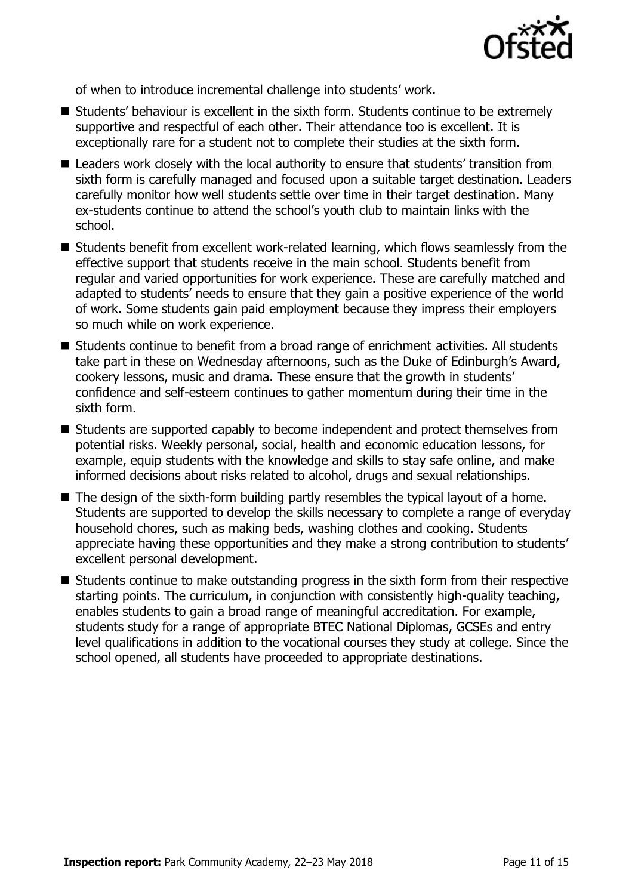of when to introduce incremental challenge into students' work.

- Students' behaviour is excellent in the sixth form. Students continue to be extremely supportive and respectful of each other. Their attendance too is excellent. It is exceptionally rare for a student not to complete their studies at the sixth form.
- Leaders work closely with the local authority to ensure that students' transition from sixth form is carefully managed and focused upon a suitable target destination. Leaders carefully monitor how well students settle over time in their target destination. Many ex-students continue to attend the school's youth club to maintain links with the school.
- Students benefit from excellent work-related learning, which flows seamlessly from the effective support that students receive in the main school. Students benefit from regular and varied opportunities for work experience. These are carefully matched and adapted to students' needs to ensure that they gain a positive experience of the world of work. Some students gain paid employment because they impress their employers so much while on work experience.
- Students continue to benefit from a broad range of enrichment activities. All students take part in these on Wednesday afternoons, such as the Duke of Edinburgh's Award, cookery lessons, music and drama. These ensure that the growth in students' confidence and self-esteem continues to gather momentum during their time in the sixth form.
- Students are supported capably to become independent and protect themselves from potential risks. Weekly personal, social, health and economic education lessons, for example, equip students with the knowledge and skills to stay safe online, and make informed decisions about risks related to alcohol, drugs and sexual relationships.
- The design of the sixth-form building partly resembles the typical layout of a home. Students are supported to develop the skills necessary to complete a range of everyday household chores, such as making beds, washing clothes and cooking. Students appreciate having these opportunities and they make a strong contribution to students' excellent personal development.
- Students continue to make outstanding progress in the sixth form from their respective starting points. The curriculum, in conjunction with consistently high-quality teaching, enables students to gain a broad range of meaningful accreditation. For example, students study for a range of appropriate BTEC National Diplomas, GCSEs and entry level qualifications in addition to the vocational courses they study at college. Since the school opened, all students have proceeded to appropriate destinations.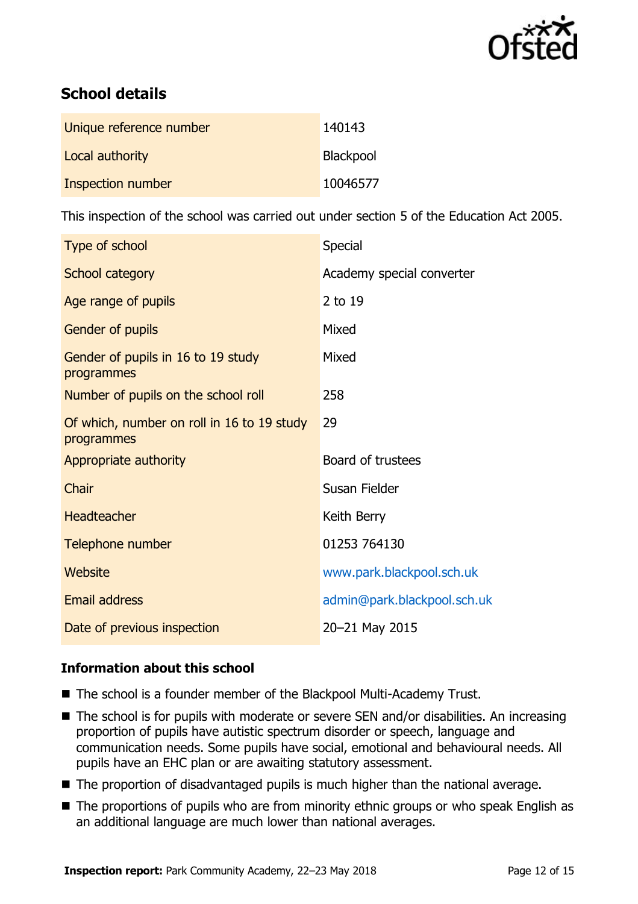## School details

| | |
|---|---|
| Unique reference number | 140143 |
| Local authority | Blackpool |
| Inspection number | 10046577 |

This inspection of the school was carried out under section 5 of the Education Act 2005.

| | |
|---|---|
| Type of school | Special |
| School category | Academy special converter |
| Age range of pupils | 2 to 19 |
| Gender of pupils | Mixed |
| Gender of pupils in 16 to 19 study programmes | Mixed |
| Number of pupils on the school roll | 258 |
| Of which, number on roll in 16 to 19 study programmes | 29 |
| Appropriate authority | Board of trustees |
| Chair | Susan Fielder |
| Headteacher | Keith Berry |
| Telephone number | 01253 764130 |
| Website | www.park.blackpool.sch.uk |
| Email address | admin@park.blackpool.sch.uk |
| Date of previous inspection | 20–21 May 2015 |

### Information about this school

- The school is a founder member of the Blackpool Multi-Academy Trust.
- The school is for pupils with moderate or severe SEN and/or disabilities. An increasing proportion of pupils have autistic spectrum disorder or speech, language and communication needs. Some pupils have social, emotional and behavioural needs. All pupils have an EHC plan or are awaiting statutory assessment.
- The proportion of disadvantaged pupils is much higher than the national average.
- The proportions of pupils who are from minority ethnic groups or who speak English as an additional language are much lower than national averages.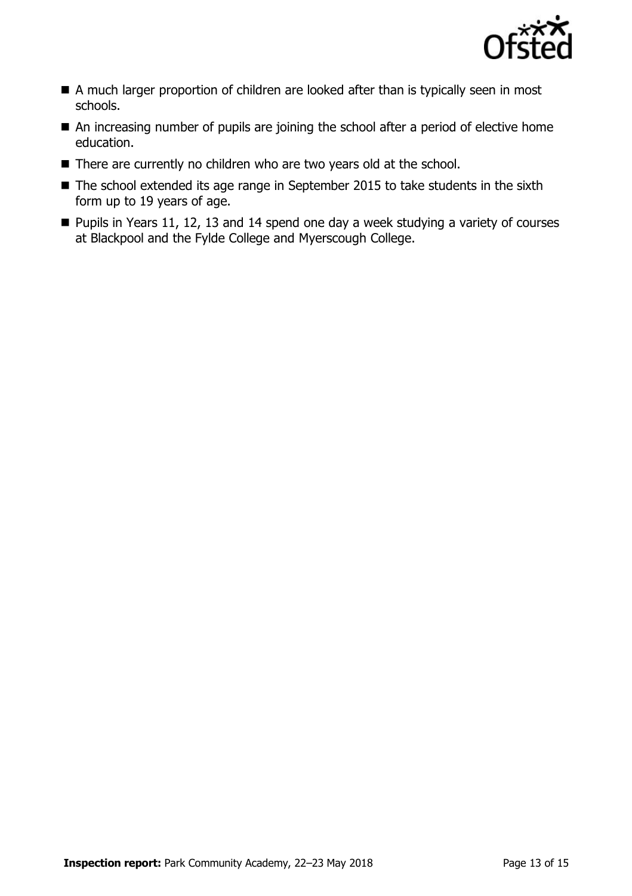- A much larger proportion of children are looked after than is typically seen in most schools.
- An increasing number of pupils are joining the school after a period of elective home education.
- There are currently no children who are two years old at the school.
- The school extended its age range in September 2015 to take students in the sixth form up to 19 years of age.
- Pupils in Years 11, 12, 13 and 14 spend one day a week studying a variety of courses at Blackpool and the Fylde College and Myerscough College.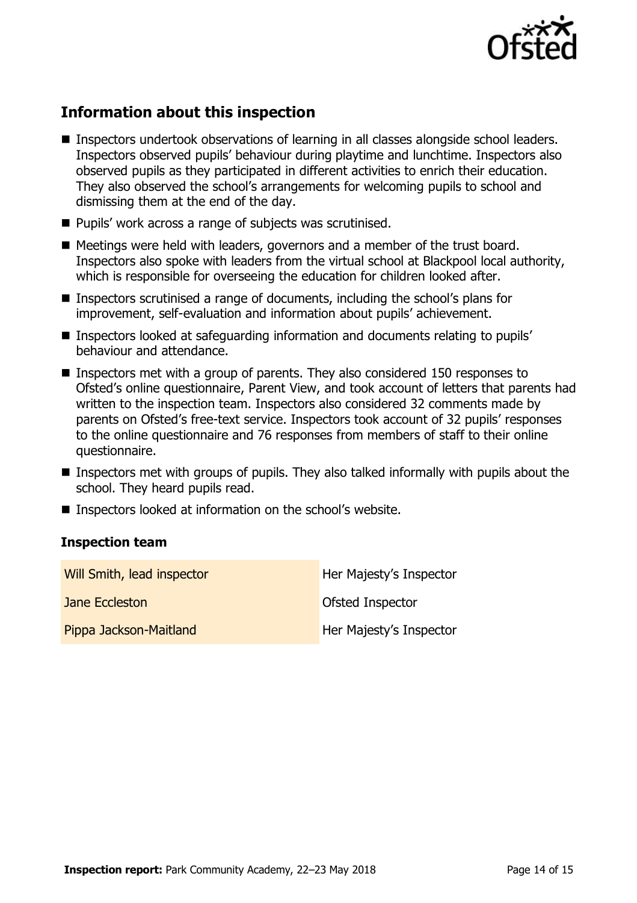## Information about this inspection

- Inspectors undertook observations of learning in all classes alongside school leaders. Inspectors observed pupils' behaviour during playtime and lunchtime. Inspectors also observed pupils as they participated in different activities to enrich their education. They also observed the school's arrangements for welcoming pupils to school and dismissing them at the end of the day.
- Pupils' work across a range of subjects was scrutinised.
- Meetings were held with leaders, governors and a member of the trust board. Inspectors also spoke with leaders from the virtual school at Blackpool local authority, which is responsible for overseeing the education for children looked after.
- Inspectors scrutinised a range of documents, including the school's plans for improvement, self-evaluation and information about pupils' achievement.
- Inspectors looked at safeguarding information and documents relating to pupils' behaviour and attendance.
- Inspectors met with a group of parents. They also considered 150 responses to Ofsted's online questionnaire, Parent View, and took account of letters that parents had written to the inspection team. Inspectors also considered 32 comments made by parents on Ofsted's free-text service. Inspectors took account of 32 pupils' responses to the online questionnaire and 76 responses from members of staff to their online questionnaire.
- Inspectors met with groups of pupils. They also talked informally with pupils about the school. They heard pupils read.
- Inspectors looked at information on the school's website.

### Inspection team

| | |
|---|---|
| Will Smith, lead inspector | Her Majesty's Inspector |
| Jane Eccleston | Ofsted Inspector |
| Pippa Jackson-Maitland | Her Majesty's Inspector |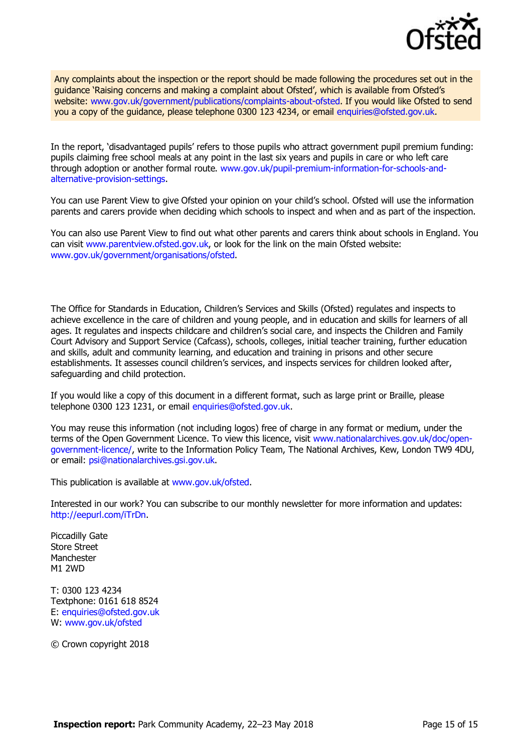Any complaints about the inspection or the report should be made following the procedures set out in the guidance 'Raising concerns and making a complaint about Ofsted', which is available from Ofsted's website: www.gov.uk/government/publications/complaints-about-ofsted. If you would like Ofsted to send you a copy of the guidance, please telephone 0300 123 4234, or email enquiries@ofsted.gov.uk.

In the report, 'disadvantaged pupils' refers to those pupils who attract government pupil premium funding: pupils claiming free school meals at any point in the last six years and pupils in care or who left care through adoption or another formal route. www.gov.uk/pupil-premium-information-for-schools-and-alternative-provision-settings.

You can use Parent View to give Ofsted your opinion on your child's school. Ofsted will use the information parents and carers provide when deciding which schools to inspect and when and as part of the inspection.

You can also use Parent View to find out what other parents and carers think about schools in England. You can visit www.parentview.ofsted.gov.uk, or look for the link on the main Ofsted website: www.gov.uk/government/organisations/ofsted.

The Office for Standards in Education, Children's Services and Skills (Ofsted) regulates and inspects to achieve excellence in the care of children and young people, and in education and skills for learners of all ages. It regulates and inspects childcare and children's social care, and inspects the Children and Family Court Advisory and Support Service (Cafcass), schools, colleges, initial teacher training, further education and skills, adult and community learning, and education and training in prisons and other secure establishments. It assesses council children's services, and inspects services for children looked after, safeguarding and child protection.

If you would like a copy of this document in a different format, such as large print or Braille, please telephone 0300 123 1231, or email enquiries@ofsted.gov.uk.

You may reuse this information (not including logos) free of charge in any format or medium, under the terms of the Open Government Licence. To view this licence, visit www.nationalarchives.gov.uk/doc/open-government-licence/, write to the Information Policy Team, The National Archives, Kew, London TW9 4DU, or email: psi@nationalarchives.gsi.gov.uk.

This publication is available at www.gov.uk/ofsted.

Interested in our work? You can subscribe to our monthly newsletter for more information and updates: http://eepurl.com/iTrDn.

Piccadilly Gate
Store Street
Manchester
M1 2WD

T: 0300 123 4234
Textphone: 0161 618 8524
E: enquiries@ofsted.gov.uk
W: www.gov.uk/ofsted

© Crown copyright 2018